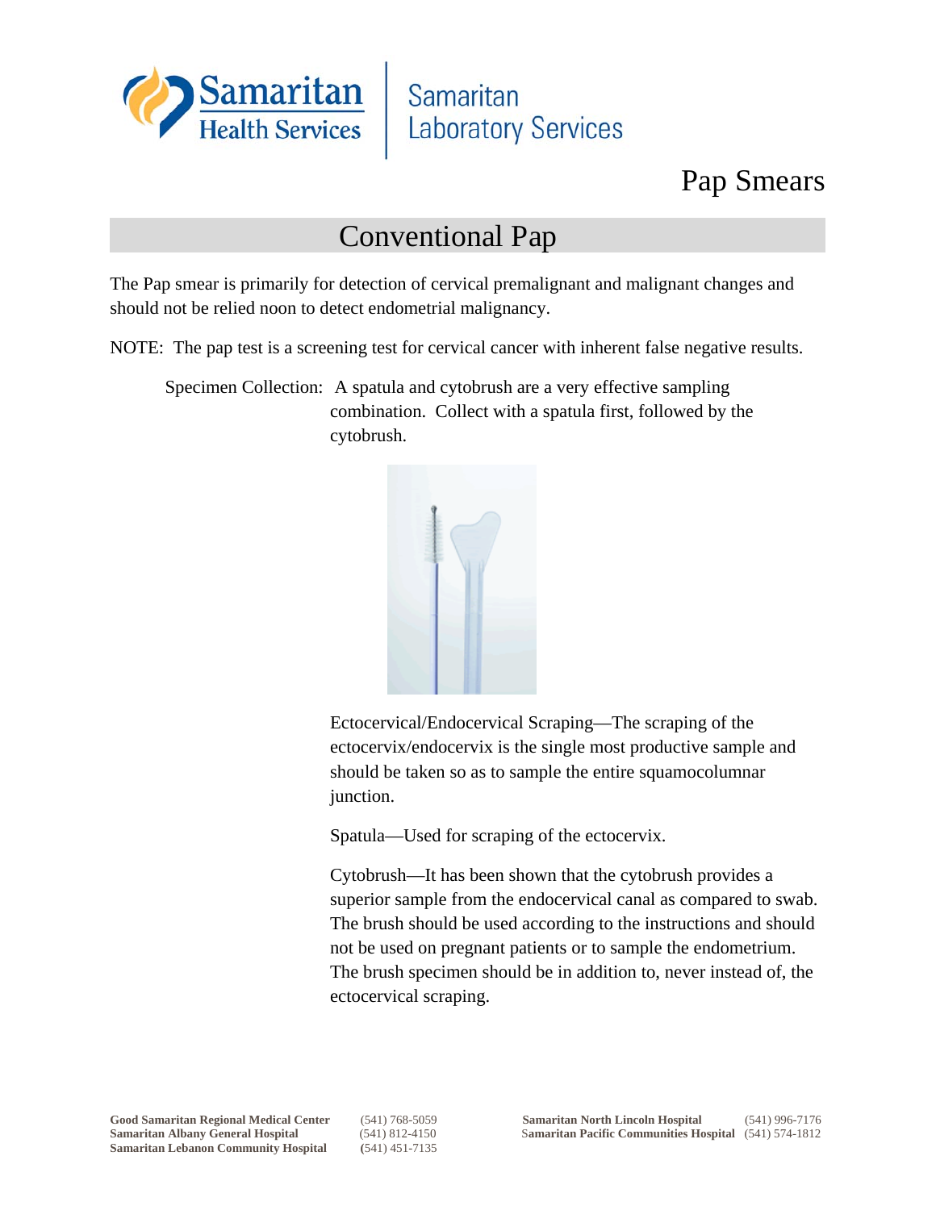Samaritan Health Services | Samaritan Laboratory Services

# Pap Smears

## Conventional Pap

The Pap smear is primarily for detection of cervical premalignant and malignant changes and should not be relied noon to detect endometrial malignancy.

NOTE: The pap test is a screening test for cervical cancer with inherent false negative results.

Specimen Collection: A spatula and cytobrush are a very effective sampling combination. Collect with a spatula first, followed by the cytobrush.

Ectocervical/Endocervical Scraping—The scraping of the ectocervix/endocervix is the single most productive sample and should be taken so as to sample the entire squamocolumnar junction.

Spatula—Used for scraping of the ectocervix.

Cytobrush—It has been shown that the cytobrush provides a superior sample from the endocervical canal as compared to swab. The brush should be used according to the instructions and should not be used on pregnant patients or to sample the endometrium. The brush specimen should be in addition to, never instead of, the ectocervical scraping.

**Good Samaritan Regional Medical Center** (541) 768-5059
**Samaritan Albany General Hospital** (541) 812-4150
**Samaritan Lebanon Community Hospital** (541) 451-7135
**Samaritan North Lincoln Hospital** (541) 996-7176
**Samaritan Pacific Communities Hospital** (541) 574-1812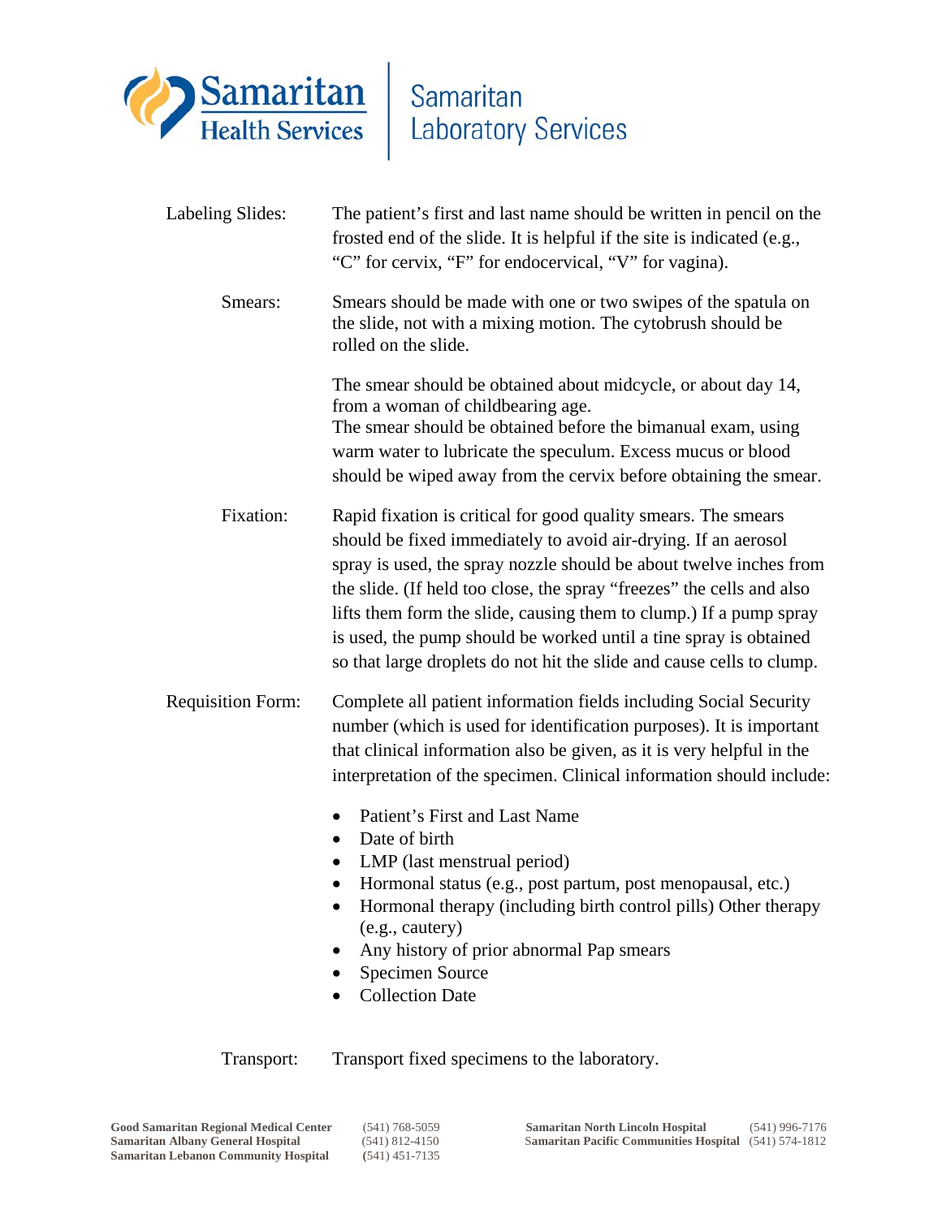Samaritan Health Services | Samaritan Laboratory Services

**Labeling Slides:** The patient's first and last name should be written in pencil on the frosted end of the slide. It is helpful if the site is indicated (e.g., "C" for cervix, "F" for endocervical, "V" for vagina).

**Smears:** Smears should be made with one or two swipes of the spatula on the slide, not with a mixing motion. The cytobrush should be rolled on the slide.

The smear should be obtained about midcycle, or about day 14, from a woman of childbearing age.
The smear should be obtained before the bimanual exam, using warm water to lubricate the speculum. Excess mucus or blood should be wiped away from the cervix before obtaining the smear.

**Fixation:** Rapid fixation is critical for good quality smears. The smears should be fixed immediately to avoid air-drying. If an aerosol spray is used, the spray nozzle should be about twelve inches from the slide. (If held too close, the spray "freezes" the cells and also lifts them form the slide, causing them to clump.) If a pump spray is used, the pump should be worked until a tine spray is obtained so that large droplets do not hit the slide and cause cells to clump.

**Requisition Form:** Complete all patient information fields including Social Security number (which is used for identification purposes). It is important that clinical information also be given, as it is very helpful in the interpretation of the specimen. Clinical information should include:

- Patient's First and Last Name
- Date of birth
- LMP (last menstrual period)
- Hormonal status (e.g., post partum, post menopausal, etc.)
- Hormonal therapy (including birth control pills) Other therapy (e.g., cautery)
- Any history of prior abnormal Pap smears
- Specimen Source
- Collection Date

**Transport:** Transport fixed specimens to the laboratory.

| | | | |
|---|---|---|---|
| **Good Samaritan Regional Medical Center** | (541) 768-5059 | **Samaritan North Lincoln Hospital** | (541) 996-7176 |
| **Samaritan Albany General Hospital** | (541) 812-4150 | **Samaritan Pacific Communities Hospital** | (541) 574-1812 |
| **Samaritan Lebanon Community Hospital** | (541) 451-7135 | | |